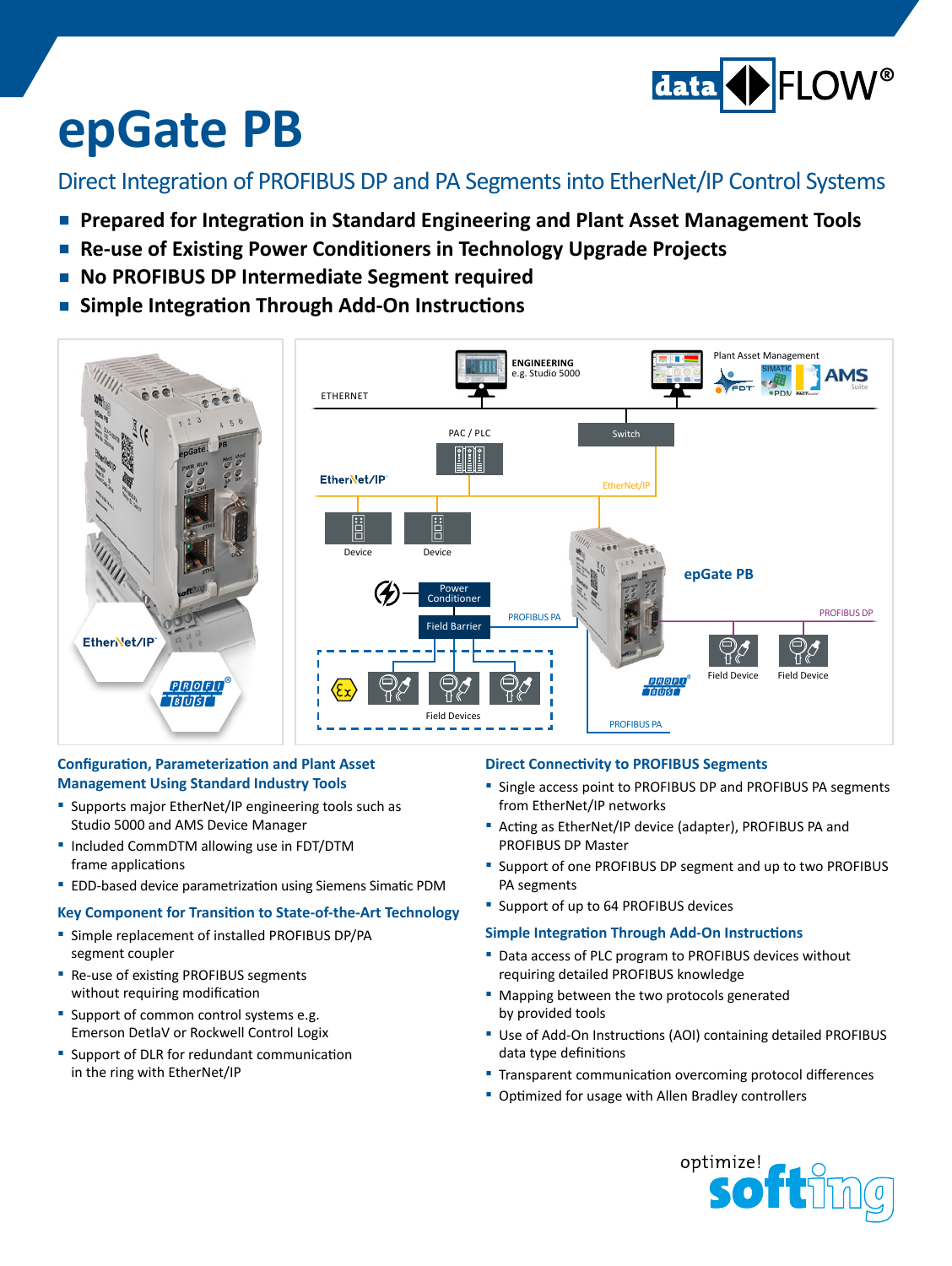# epGate PB

## Direct Integration of PROFIBUS DP and PA Segments into EtherNet/IP Control Systems

- **Prepared for Integration in Standard Engineering and Plant Asset Management Tools**
- **Re-use of Existing Power Conditioners in Technology Upgrade Projects**
- **No PROFIBUS DP Intermediate Segment required**
- **Simple Integration Through Add-On Instructions**

### Configuration, Parameterization and Plant Asset Management Using Standard Industry Tools

- Supports major EtherNet/IP engineering tools such as Studio 5000 and AMS Device Manager
- Included CommDTM allowing use in FDT/DTM frame applications
- EDD-based device parametrization using Siemens Simatic PDM

### Key Component for Transition to State-of-the-Art Technology

- Simple replacement of installed PROFIBUS DP/PA segment coupler
- Re-use of existing PROFIBUS segments without requiring modification
- Support of common control systems e.g. Emerson DetlaV or Rockwell Control Logix
- Support of DLR for redundant communication in the ring with EtherNet/IP

### Direct Connectivity to PROFIBUS Segments

- Single access point to PROFIBUS DP and PROFIBUS PA segments from EtherNet/IP networks
- Acting as EtherNet/IP device (adapter), PROFIBUS PA and PROFIBUS DP Master
- Support of one PROFIBUS DP segment and up to two PROFIBUS PA segments
- Support of up to 64 PROFIBUS devices

### Simple Integration Through Add-On Instructions

- Data access of PLC program to PROFIBUS devices without requiring detailed PROFIBUS knowledge
- Mapping between the two protocols generated by provided tools
- Use of Add-On Instructions (AOI) containing detailed PROFIBUS data type definitions
- Transparent communication overcoming protocol differences
- Optimized for usage with Allen Bradley controllers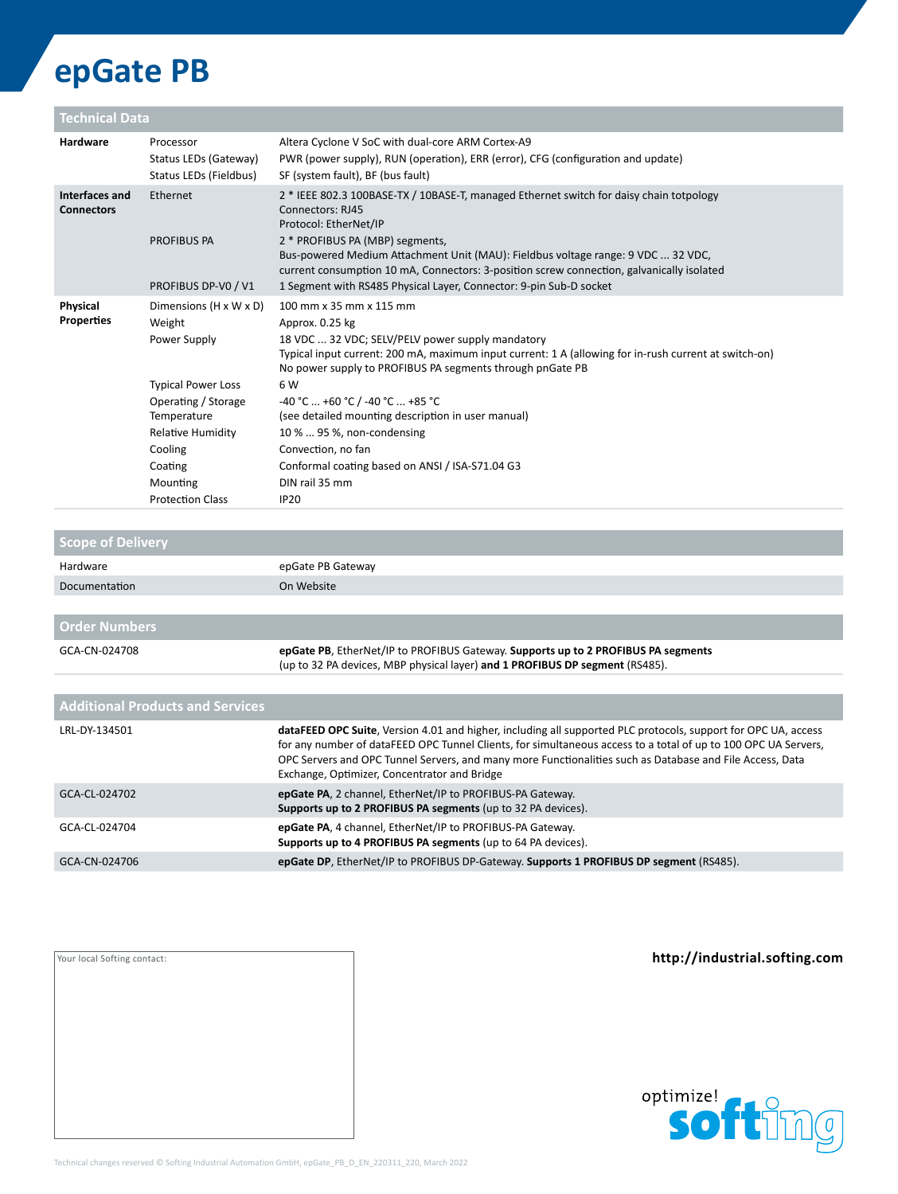# epGate PB

## Technical Data

| | | |
|---|---|---|
| **Hardware** | Processor | Altera Cyclone V SoC with dual-core ARM Cortex-A9 |
| | Status LEDs (Gateway) | PWR (power supply), RUN (operation), ERR (error), CFG (configuration and update) |
| | Status LEDs (Fieldbus) | SF (system fault), BF (bus fault) |
| **Interfaces and Connectors** | Ethernet | 2 * IEEE 802.3 100BASE-TX / 10BASE-T, managed Ethernet switch for daisy chain totpology<br>Connectors: RJ45<br>Protocol: EtherNet/IP |
| | PROFIBUS PA | 2 * PROFIBUS PA (MBP) segments,<br>Bus-powered Medium Attachment Unit (MAU): Fieldbus voltage range: 9 VDC ... 32 VDC, current consumption 10 mA, Connectors: 3-position screw connection, galvanically isolated |
| | PROFIBUS DP-V0 / V1 | 1 Segment with RS485 Physical Layer, Connector: 9-pin Sub-D socket |
| **Physical Properties** | Dimensions (H x W x D) | 100 mm x 35 mm x 115 mm |
| | Weight | Approx. 0.25 kg |
| | Power Supply | 18 VDC ... 32 VDC; SELV/PELV power supply mandatory<br>Typical input current: 200 mA, maximum input current: 1 A (allowing for in-rush current at switch-on)<br>No power supply to PROFIBUS PA segments through pnGate PB |
| | Typical Power Loss | 6 W |
| | Operating / Storage Temperature | -40 °C ... +60 °C / -40 °C ... +85 °C<br>(see detailed mounting description in user manual) |
| | Relative Humidity | 10 % ... 95 %, non-condensing |
| | Cooling | Convection, no fan |
| | Coating | Conformal coating based on ANSI / ISA-S71.04 G3 |
| | Mounting | DIN rail 35 mm |
| | Protection Class | IP20 |

## Scope of Delivery

| | |
|---|---|
| Hardware | epGate PB Gateway |
| Documentation | On Website |

## Order Numbers

| | |
|---|---|
| GCA-CN-024708 | **epGate PB**, EtherNet/IP to PROFIBUS Gateway. **Supports up to 2 PROFIBUS PA segments** (up to 32 PA devices, MBP physical layer) **and 1 PROFIBUS DP segment** (RS485). |

## Additional Products and Services

| | |
|---|---|
| LRL-DY-134501 | **dataFEED OPC Suite**, Version 4.01 and higher, including all supported PLC protocols, support for OPC UA, access for any number of dataFEED OPC Tunnel Clients, for simultaneous access to a total of up to 100 OPC UA Servers, OPC Servers and OPC Tunnel Servers, and many more Functionalities such as Database and File Access, Data Exchange, Optimizer, Concentrator and Bridge |
| GCA-CL-024702 | **epGate PA**, 2 channel, EtherNet/IP to PROFIBUS-PA Gateway.<br>**Supports up to 2 PROFIBUS PA segments** (up to 32 PA devices). |
| GCA-CL-024704 | **epGate PA**, 4 channel, EtherNet/IP to PROFIBUS-PA Gateway.<br>**Supports up to 4 PROFIBUS PA segments** (up to 64 PA devices). |
| GCA-CN-024706 | **epGate DP**, EtherNet/IP to PROFIBUS DP-Gateway. **Supports 1 PROFIBUS DP segment** (RS485). |

Your local Softing contact:

**http://industrial.softing.com**

optimize! softing

Technical changes reserved © Softing Industrial Automation GmbH, epGate_PB_D_EN_220311_220, March 2022